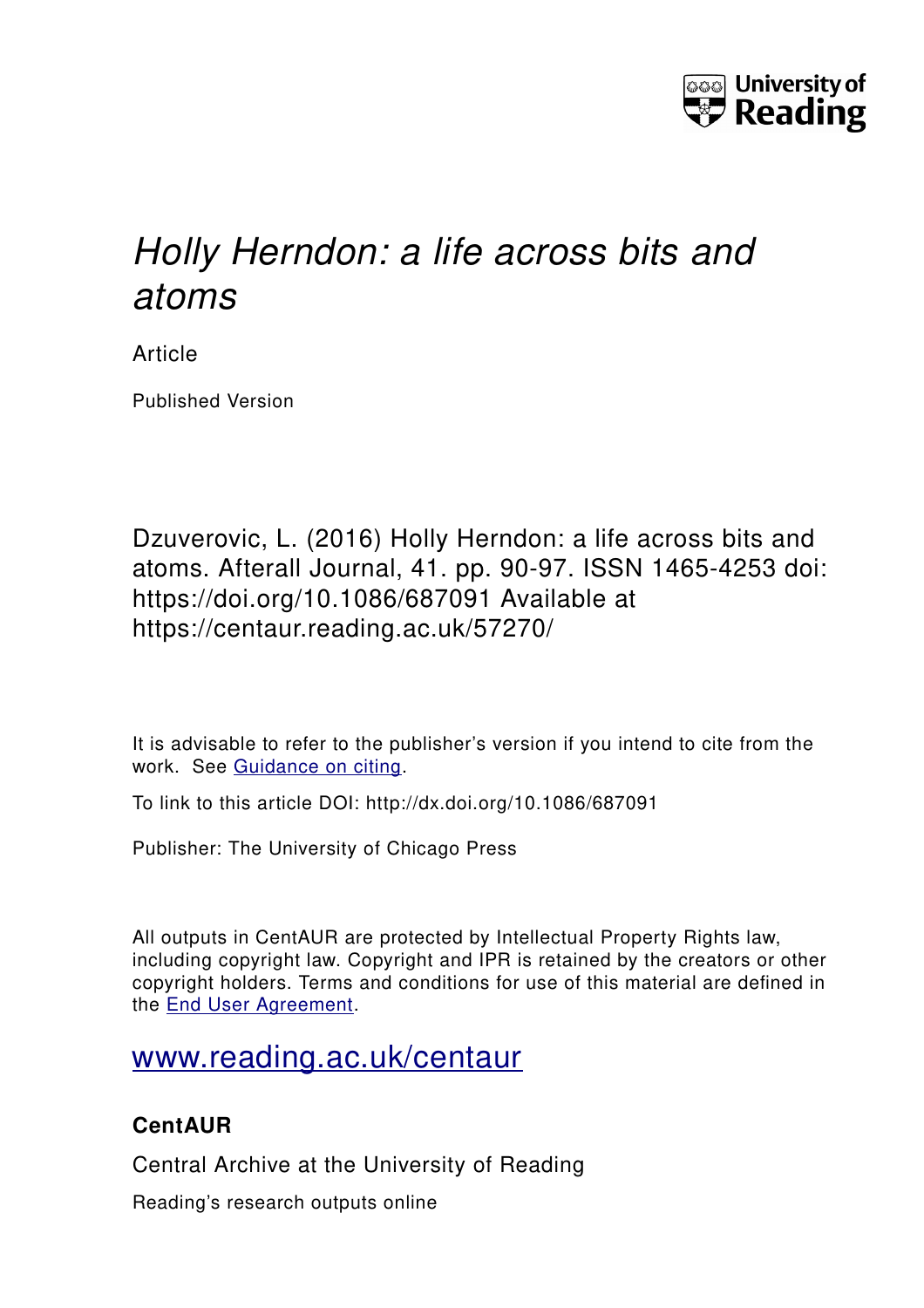University of Reading

# *Holly Herndon: a life across bits and atoms*

Article

Published Version

Dzuverovic, L. (2016) Holly Herndon: a life across bits and atoms. Afterall Journal, 41. pp. 90-97. ISSN 1465-4253 doi: https://doi.org/10.1086/687091 Available at https://centaur.reading.ac.uk/57270/

It is advisable to refer to the publisher's version if you intend to cite from the work. See [Guidance on citing](http://centaur.reading.ac.uk/71187/10/CentAUR%20citing%20guide.pdf).

To link to this article DOI: http://dx.doi.org/10.1086/687091

Publisher: The University of Chicago Press

All outputs in CentAUR are protected by Intellectual Property Rights law, including copyright law. Copyright and IPR is retained by the creators or other copyright holders. Terms and conditions for use of this material are defined in the [End User Agreement](http://centaur.reading.ac.uk/licence).

[www.reading.ac.uk/centaur](http://www.reading.ac.uk/centaur)

**CentAUR**

Central Archive at the University of Reading

Reading's research outputs online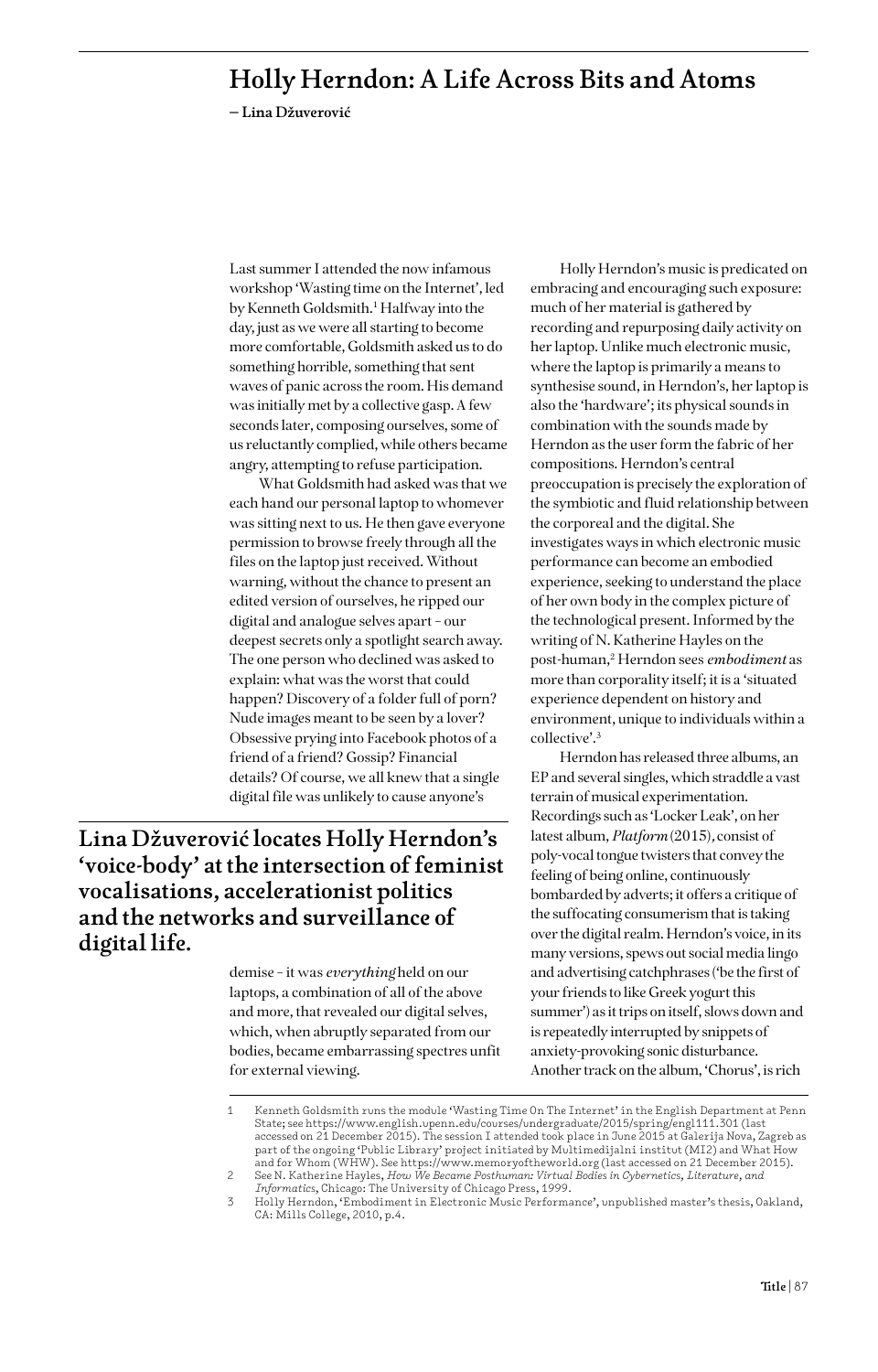# Holly Herndon: A Life Across Bits and Atoms

**– Lina Džuverović**

## Lina Džuverović locates Holly Herndon's 'voice-body' at the intersection of feminist vocalisations, accelerationist politics and the networks and surveillance of digital life.

Last summer I attended the now infamous workshop 'Wasting time on the Internet', led by Kenneth Goldsmith.[1] Halfway into the day, just as we were all starting to become more comfortable, Goldsmith asked us to do something horrible, something that sent waves of panic across the room. His demand was initially met by a collective gasp. A few seconds later, composing ourselves, some of us reluctantly complied, while others became angry, attempting to refuse participation.

What Goldsmith had asked was that we each hand our personal laptop to whomever was sitting next to us. He then gave everyone permission to browse freely through all the files on the laptop just received. Without warning, without the chance to present an edited version of ourselves, he ripped our digital and analogue selves apart – our deepest secrets only a spotlight search away. The one person who declined was asked to explain: what was the worst that could happen? Discovery of a folder full of porn? Nude images meant to be seen by a lover? Obsessive prying into Facebook photos of a friend of a friend? Gossip? Financial details? Of course, we all knew that a single digital file was unlikely to cause anyone's demise – it was *everything* held on our laptops, a combination of all of the above and more, that revealed our digital selves, which, when abruptly separated from our bodies, became embarrassing spectres unfit for external viewing.

Holly Herndon's music is predicated on embracing and encouraging such exposure: much of her material is gathered by recording and repurposing daily activity on her laptop. Unlike much electronic music, where the laptop is primarily a means to synthesise sound, in Herndon's, her laptop is also the 'hardware'; its physical sounds in combination with the sounds made by Herndon as the user form the fabric of her compositions. Herndon's central preoccupation is precisely the exploration of the symbiotic and fluid relationship between the corporeal and the digital. She investigates ways in which electronic music performance can become an embodied experience, seeking to understand the place of her own body in the complex picture of the technological present. Informed by the writing of N. Katherine Hayles on the post-human,[2] Herndon sees *embodiment* as more than corporality itself; it is a 'situated experience dependent on history and environment, unique to individuals within a collective'.[3]

Herndon has released three albums, an EP and several singles, which straddle a vast terrain of musical experimentation. Recordings such as 'Locker Leak', on her latest album, *Platform* (2015), consist of poly-vocal tongue twisters that convey the feeling of being online, continuously bombarded by adverts; it offers a critique of the suffocating consumerism that is taking over the digital realm. Herndon's voice, in its many versions, spews out social media lingo and advertising catchphrases ('be the first of your friends to like Greek yogurt this summer') as it trips on itself, slows down and is repeatedly interrupted by snippets of anxiety-provoking sonic disturbance. Another track on the album, 'Chorus', is rich

---

1 Kenneth Goldsmith runs the module 'Wasting Time On The Internet' in the English Department at Penn State; see https://www.english.upenn.edu/courses/undergraduate/2015/spring/engl111.301 (last accessed on 21 December 2015). The session I attended took place in June 2015 at Galerija Nova, Zagreb as part of the ongoing 'Public Library' project initiated by Multimedijalni institut (MI2) and What How and for Whom (WHW). See https://www.memoryoftheworld.org (last accessed on 21 December 2015).

2 See N. Katherine Hayles, *How We Became Posthuman: Virtual Bodies in Cybernetics, Literature, and Informatics*, Chicago: The University of Chicago Press, 1999.

3 Holly Herndon, 'Embodiment in Electronic Music Performance', unpublished master's thesis, Oakland, CA: Mills College, 2010, p.4.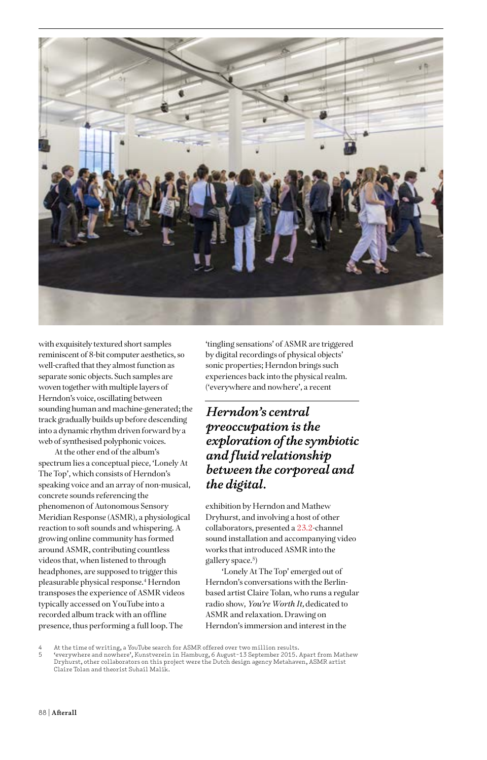with exquisitely textured short samples reminiscent of 8-bit computer aesthetics, so well-crafted that they almost function as separate sonic objects. Such samples are woven together with multiple layers of Herndon's voice, oscillating between sounding human and machine-generated; the track gradually builds up before descending into a dynamic rhythm driven forward by a web of synthesised polyphonic voices.

At the other end of the album's spectrum lies a conceptual piece, 'Lonely At The Top', which consists of Herndon's speaking voice and an array of non-musical, concrete sounds referencing the phenomenon of Autonomous Sensory Meridian Response (ASMR), a physiological reaction to soft sounds and whispering. A growing online community has formed around ASMR, contributing countless videos that, when listened to through headphones, are supposed to trigger this pleasurable physical response.[4] Herndon transposes the experience of ASMR videos typically accessed on YouTube into a recorded album track with an offline presence, thus performing a full loop. The 'tingling sensations' of ASMR are triggered by digital recordings of physical objects' sonic properties; Herndon brings such experiences back into the physical realm. ('everywhere and nowhere', a recent exhibition by Herndon and Mathew Dryhurst, and involving a host of other collaborators, presented a 23.2-channel sound installation and accompanying video works that introduced ASMR into the gallery space.[5])

> ***Herndon's central preoccupation is the exploration of the symbiotic and fluid relationship between the corporeal and the digital.***

'Lonely At The Top' emerged out of Herndon's conversations with the Berlin-based artist Claire Tolan, who runs a regular radio show, *You're Worth It,* dedicated to ASMR and relaxation. Drawing on Herndon's immersion and interest in the

4 At the time of writing, a YouTube search for ASMR offered over two million results.

5 'everywhere and nowhere', Kunstverein in Hamburg, 6 August–13 September 2015. Apart from Mathew Dryhurst, other collaborators on this project were the Dutch design agency Metahaven, ASMR artist Claire Tolan and theorist Suhail Malik.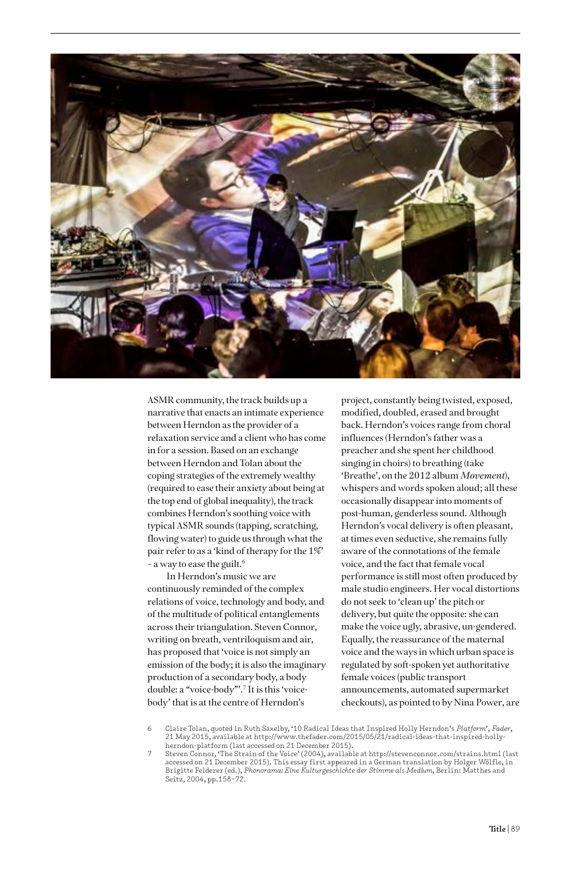ASMR community, the track builds up a narrative that enacts an intimate experience between Herndon as the provider of a relaxation service and a client who has come in for a session. Based on an exchange between Herndon and Tolan about the coping strategies of the extremely wealthy (required to ease their anxiety about being at the top end of global inequality), the track combines Herndon's soothing voice with typical ASMR sounds (tapping, scratching, flowing water) to guide us through what the pair refer to as a 'kind of therapy for the 1%' – a way to ease the guilt.[6]

In Herndon's music we are continuously reminded of the complex relations of voice, technology and body, and of the multitude of political entanglements across their triangulation. Steven Connor, writing on breath, ventriloquism and air, has proposed that 'voice is not simply an emission of the body; it is also the imaginary production of a secondary body, a body double: a "voice-body"'.[7] It is this 'voice-body' that is at the centre of Herndon's project, constantly being twisted, exposed, modified, doubled, erased and brought back. Herndon's voices range from choral influences (Herndon's father was a preacher and she spent her childhood singing in choirs) to breathing (take 'Breathe', on the 2012 album *Movement*), whispers and words spoken aloud; all these occasionally disappear into moments of post-human, genderless sound. Although Herndon's vocal delivery is often pleasant, at times even seductive, she remains fully aware of the connotations of the female voice, and the fact that female vocal performance is still most often produced by male studio engineers. Her vocal distortions do not seek to 'clean up' the pitch or delivery, but quite the opposite: she can make the voice ugly, abrasive, un-gendered. Equally, the reassurance of the maternal voice and the ways in which urban space is regulated by soft-spoken yet authoritative female voices (public transport announcements, automated supermarket checkouts), as pointed to by Nina Power, are

6 Claire Tolan, quoted in Ruth Saxelby, '10 Radical Ideas that Inspired Holly Herndon's *Platform*', *Fader*, 21 May 2015, available at http://www.thefader.com/2015/05/21/radical-ideas-that-inspired-holly-herndon-platform (last accessed on 21 December 2015).

7 Steven Connor, 'The Strain of the Voice' (2004), available at http://stevenconnor.com/strains.html (last accessed on 21 December 2015). This essay first appeared in a German translation by Holger Wölfle, in Brigitte Felderer (ed.), *Phonorama: Eine Kulturgeschichte der Stimme als Medium*, Berlin: Matthes and Seitz, 2004, pp.158–72.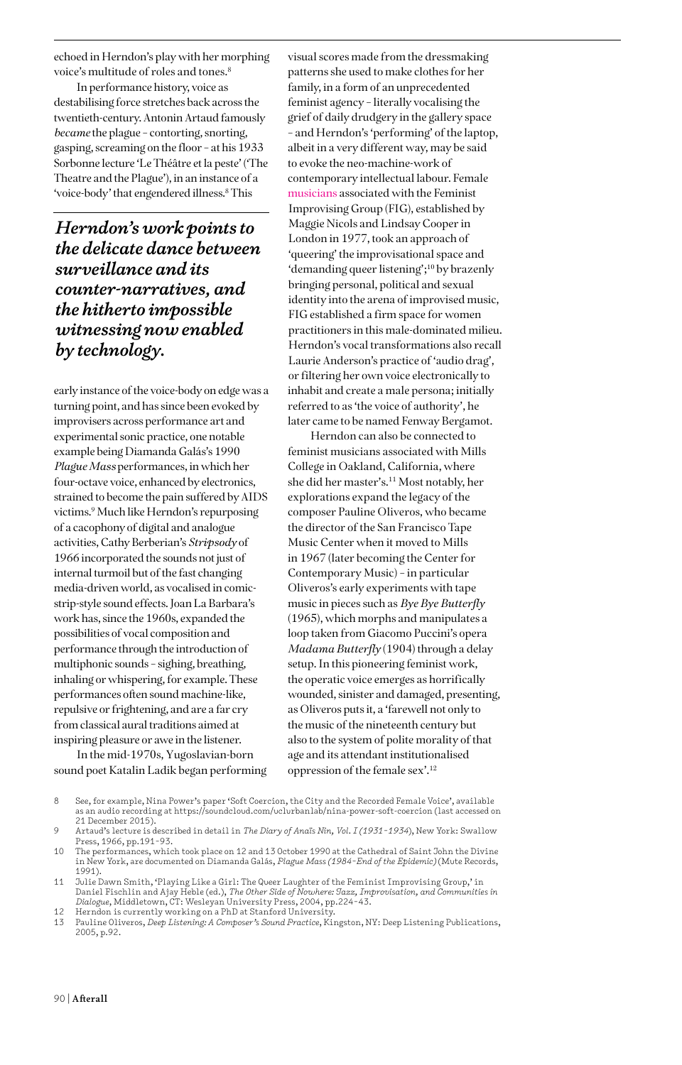echoed in Herndon's play with her morphing voice's multitude of roles and tones.[8]

In performance history, voice as destabilising force stretches back across the twentieth-century. Antonin Artaud famously *became* the plague – contorting, snorting, gasping, screaming on the floor – at his 1933 Sorbonne lecture 'Le Théâtre et la peste' ('The Theatre and the Plague'), in an instance of a 'voice-body' that engendered illness.[8] This early instance of the voice-body on edge was a turning point, and has since been evoked by improvisers across performance art and experimental sonic practice, one notable example being Diamanda Galás's 1990 *Plague Mass* performances, in which her four-octave voice, enhanced by electronics, strained to become the pain suffered by AIDS victims.[9] Much like Herndon's repurposing of a cacophony of digital and analogue activities, Cathy Berberian's *Stripsody* of 1966 incorporated the sounds not just of internal turmoil but of the fast changing media-driven world, as vocalised in comic-strip-style sound effects. Joan La Barbara's work has, since the 1960s, expanded the possibilities of vocal composition and performance through the introduction of multiphonic sounds – sighing, breathing, inhaling or whispering, for example. These performances often sound machine-like, repulsive or frightening, and are a far cry from classical aural traditions aimed at inspiring pleasure or awe in the listener.

> ***Herndon's work points to the delicate dance between surveillance and its counter-narratives, and the hitherto impossible witnessing now enabled by technology.***

In the mid-1970s, Yugoslavian-born sound poet Katalin Ladik began performing visual scores made from the dressmaking patterns she used to make clothes for her family, in a form of an unprecedented feminist agency – literally vocalising the grief of daily drudgery in the gallery space – and Herndon's 'performing' of the laptop, albeit in a very different way, may be said to evoke the neo-machine-work of contemporary intellectual labour. Female musicians associated with the Feminist Improvising Group (FIG), established by Maggie Nicols and Lindsay Cooper in London in 1977, took an approach of 'queering' the improvisational space and 'demanding queer listening';[10] by brazenly bringing personal, political and sexual identity into the arena of improvised music, FIG established a firm space for women practitioners in this male-dominated milieu. Herndon's vocal transformations also recall Laurie Anderson's practice of 'audio drag', or filtering her own voice electronically to inhabit and create a male persona; initially referred to as 'the voice of authority', he later came to be named Fenway Bergamot.

Herndon can also be connected to feminist musicians associated with Mills College in Oakland, California, where she did her master's.[11] Most notably, her explorations expand the legacy of the composer Pauline Oliveros, who became the director of the San Francisco Tape Music Center when it moved to Mills in 1967 (later becoming the Center for Contemporary Music) – in particular Oliveros's early experiments with tape music in pieces such as *Bye Bye Butterfly* (1965), which morphs and manipulates a loop taken from Giacomo Puccini's opera *Madama Butterfly* (1904) through a delay setup. In this pioneering feminist work, the operatic voice emerges as horrifically wounded, sinister and damaged, presenting, as Oliveros puts it, a 'farewell not only to the music of the nineteenth century but also to the system of polite morality of that age and its attendant institutionalised oppression of the female sex'.[12]

---

8 See, for example, Nina Power's paper 'Soft Coercion, the City and the Recorded Female Voice', available as an audio recording at https://soundcloud.com/uclurbanlab/nina-power-soft-coercion (last accessed on 21 December 2015).

9 Artaud's lecture is described in detail in *The Diary of Anaïs Nin, Vol. I (1931–1934)*, New York: Swallow Press, 1966, pp.191–93.

10 The performances, which took place on 12 and 13 October 1990 at the Cathedral of Saint John the Divine in New York, are documented on Diamanda Galás, *Plague Mass (1984–End of the Epidemic)* (Mute Records, 1991).

11 Julie Dawn Smith, 'Playing Like a Girl: The Queer Laughter of the Feminist Improvising Group,' in Daniel Fischlin and Ajay Heble (ed.), *The Other Side of Nowhere: Jazz, Improvisation, and Communities in Dialogue*, Middletown, CT: Wesleyan University Press, 2004, pp.224–43.

12 Herndon is currently working on a PhD at Stanford University.

13 Pauline Oliveros, *Deep Listening: A Composer's Sound Practice*, Kingston, NY: Deep Listening Publications, 2005, p.92.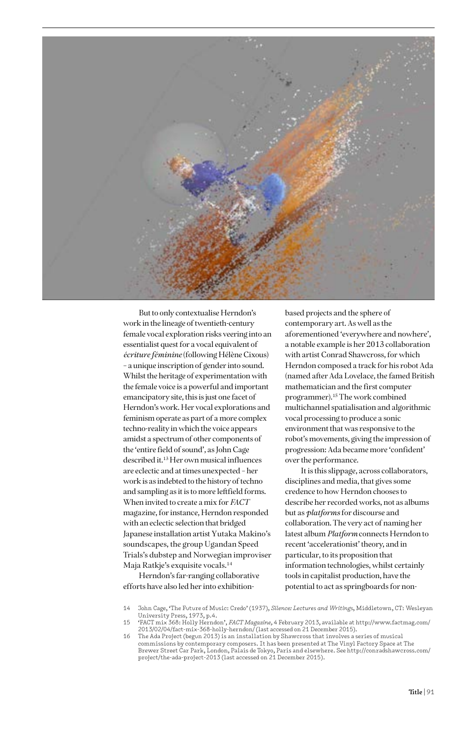But to only contextualise Herndon's work in the lineage of twentieth-century female vocal exploration risks veering into an essentialist quest for a vocal equivalent of *écriture féminine* (following Hélène Cixous) – a unique inscription of gender into sound. Whilst the heritage of experimentation with the female voice is a powerful and important emancipatory site, this is just one facet of Herndon's work. Her vocal explorations and feminism operate as part of a more complex techno-reality in which the voice appears amidst a spectrum of other components of the 'entire field of sound', as John Cage described it.[13] Her own musical influences are eclectic and at times unexpected – her work is as indebted to the history of techno and sampling as it is to more leftfield forms. When invited to create a mix for *FACT* magazine, for instance, Herndon responded with an eclectic selection that bridged Japanese installation artist Yutaka Makino's soundscapes, the group Ugandan Speed Trials's dubstep and Norwegian improviser Maja Ratkje's exquisite vocals.[14]

Herndon's far-ranging collaborative efforts have also led her into exhibition-based projects and the sphere of contemporary art. As well as the aforementioned 'everywhere and nowhere', a notable example is her 2013 collaboration with artist Conrad Shawcross, for which Herndon composed a track for his robot Ada (named after Ada Lovelace, the famed British mathematician and the first computer programmer).[15] The work combined multichannel spatialisation and algorithmic vocal processing to produce a sonic environment that was responsive to the robot's movements, giving the impression of progression: Ada became more 'confident' over the performance.

It is this slippage, across collaborators, disciplines and media, that gives some credence to how Herndon chooses to describe her recorded works, not as albums but as *platforms* for discourse and collaboration. The very act of naming her latest album *Platform* connects Herndon to recent 'accelerationist' theory, and in particular, to its proposition that information technologies, whilst certainly tools in capitalist production, have the potential to act as springboards for non-

14 John Cage, 'The Future of Music: Credo' (1937), *Silence: Lectures and Writings*, Middletown, CT: Wesleyan University Press, 1973, p.4.

15 'FACT mix 368: Holly Herndon', *FACT Magazine*, 4 February 2013, available at http://www.factmag.com/2013/02/04/fact-mix-368-holly-herndon/ (last accessed on 21 December 2015).

16 The Ada Project (begun 2013) is an installation by Shawcross that involves a series of musical commissions by contemporary composers. It has been presented at The Vinyl Factory Space at The Brewer Street Car Park, London, Palais de Tokyo, Paris and elsewhere. See http://conradshawcross.com/project/the-ada-project-2013 (last accessed on 21 December 2015).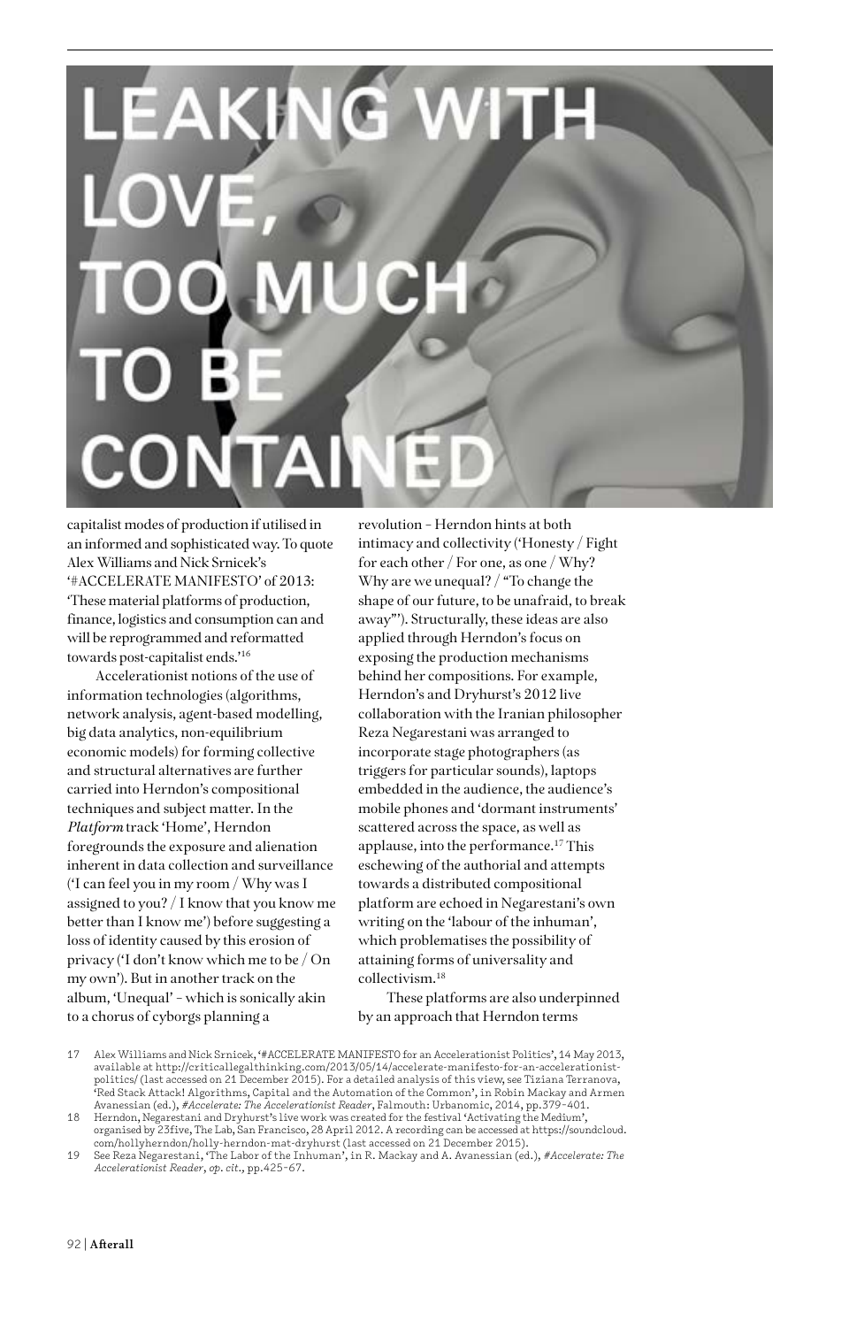# LEAKING WITH LOVE, TOO MUCH TO BE CONTAINED

capitalist modes of production if utilised in an informed and sophisticated way. To quote Alex Williams and Nick Srnicek's '#ACCELERATE MANIFESTO' of 2013: 'These material platforms of production, finance, logistics and consumption can and will be reprogrammed and reformatted towards post-capitalist ends.'[16]

Accelerationist notions of the use of information technologies (algorithms, network analysis, agent-based modelling, big data analytics, non-equilibrium economic models) for forming collective and structural alternatives are further carried into Herndon's compositional techniques and subject matter. In the *Platform* track 'Home', Herndon foregrounds the exposure and alienation inherent in data collection and surveillance ('I can feel you in my room / Why was I assigned to you? / I know that you know me better than I know me') before suggesting a loss of identity caused by this erosion of privacy ('I don't know which me to be / On my own'). But in another track on the album, 'Unequal' – which is sonically akin to a chorus of cyborgs planning a revolution – Herndon hints at both intimacy and collectivity ('Honesty / Fight for each other / For one, as one / Why? Why are we unequal? / "To change the shape of our future, to be unafraid, to break away"'). Structurally, these ideas are also applied through Herndon's focus on exposing the production mechanisms behind her compositions. For example, Herndon's and Dryhurst's 2012 live collaboration with the Iranian philosopher Reza Negarestani was arranged to incorporate stage photographers (as triggers for particular sounds), laptops embedded in the audience, the audience's mobile phones and 'dormant instruments' scattered across the space, as well as applause, into the performance.[17] This eschewing of the authorial and attempts towards a distributed compositional platform are echoed in Negarestani's own writing on the 'labour of the inhuman', which problematises the possibility of attaining forms of universality and collectivism.[18]

These platforms are also underpinned by an approach that Herndon terms

17 Alex Williams and Nick Srnicek, '#ACCELERATE MANIFESTO for an Accelerationist Politics', 14 May 2013, available at http://criticallegalthinking.com/2013/05/14/accelerate-manifesto-for-an-accelerationist-politics/ (last accessed on 21 December 2015). For a detailed analysis of this view, see Tiziana Terranova, 'Red Stack Attack! Algorithms, Capital and the Automation of the Common', in Robin Mackay and Armen Avanessian (ed.), *#Accelerate: The Accelerationist Reader*, Falmouth: Urbanomic, 2014, pp.379–401.

18 Herndon, Negarestani and Dryhurst's live work was created for the festival 'Activating the Medium', organised by 23five, The Lab, San Francisco, 28 April 2012. A recording can be accessed at https://soundcloud.com/hollyherndon/holly-herndon-mat-dryhurst (last accessed on 21 December 2015).

19 See Reza Negarestani, 'The Labor of the Inhuman', in R. Mackay and A. Avanessian (ed.), *#Accelerate: The Accelerationist Reader*, *op. cit.*, pp.425–67.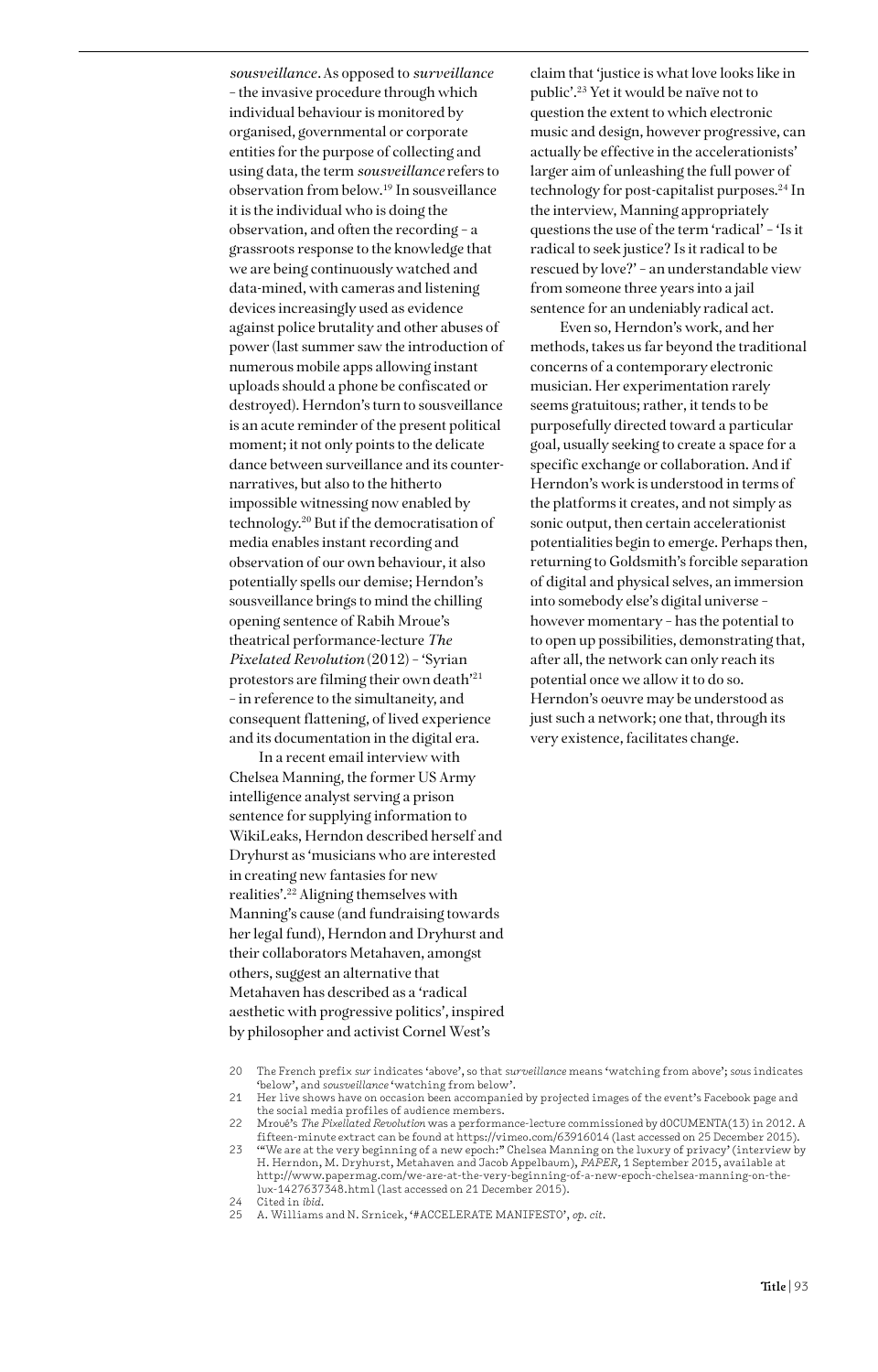*sousveillance*. As opposed to *surveillance* – the invasive procedure through which individual behaviour is monitored by organised, governmental or corporate entities for the purpose of collecting and using data, the term *sousveillance* refers to observation from below.[19] In sousveillance it is the individual who is doing the observation, and often the recording – a grassroots response to the knowledge that we are being continuously watched and data-mined, with cameras and listening devices increasingly used as evidence against police brutality and other abuses of power (last summer saw the introduction of numerous mobile apps allowing instant uploads should a phone be confiscated or destroyed). Herndon's turn to sousveillance is an acute reminder of the present political moment; it not only points to the delicate dance between surveillance and its counter-narratives, but also to the hitherto impossible witnessing now enabled by technology.[20] But if the democratisation of media enables instant recording and observation of our own behaviour, it also potentially spells our demise; Herndon's sousveillance brings to mind the chilling opening sentence of Rabih Mroue's theatrical performance-lecture *The Pixelated Revolution* (2012) – 'Syrian protestors are filming their own death'[21] – in reference to the simultaneity, and consequent flattening, of lived experience and its documentation in the digital era.

In a recent email interview with Chelsea Manning, the former US Army intelligence analyst serving a prison sentence for supplying information to WikiLeaks, Herndon described herself and Dryhurst as 'musicians who are interested in creating new fantasies for new realities'.[22] Aligning themselves with Manning's cause (and fundraising towards her legal fund), Herndon and Dryhurst and their collaborators Metahaven, amongst others, suggest an alternative that Metahaven has described as a 'radical aesthetic with progressive politics', inspired by philosopher and activist Cornel West's claim that 'justice is what love looks like in public'.[23] Yet it would be naïve not to question the extent to which electronic music and design, however progressive, can actually be effective in the accelerationists' larger aim of unleashing the full power of technology for post-capitalist purposes.[24] In the interview, Manning appropriately questions the use of the term 'radical' – 'Is it radical to seek justice? Is it radical to be rescued by love?' – an understandable view from someone three years into a jail sentence for an undeniably radical act.

Even so, Herndon's work, and her methods, takes us far beyond the traditional concerns of a contemporary electronic musician. Her experimentation rarely seems gratuitous; rather, it tends to be purposefully directed toward a particular goal, usually seeking to create a space for a specific exchange or collaboration. And if Herndon's work is understood in terms of the platforms it creates, and not simply as sonic output, then certain accelerationist potentialities begin to emerge. Perhaps then, returning to Goldsmith's forcible separation of digital and physical selves, an immersion into somebody else's digital universe – however momentary – has the potential to to open up possibilities, demonstrating that, after all, the network can only reach its potential once we allow it to do so. Herndon's oeuvre may be understood as just such a network; one that, through its very existence, facilitates change.

20 The French prefix *sur* indicates 'above', so that *surveillance* means 'watching from above'; *sous* indicates 'below', and *sousveillance* 'watching from below'.

21 Her live shows have on occasion been accompanied by projected images of the event's Facebook page and the social media profiles of audience members.

22 Mroué's *The Pixellated Revolution* was a performance-lecture commissioned by dOCUMENTA(13) in 2012. A fifteen-minute extract can be found at https://vimeo.com/63916014 (last accessed on 25 December 2015).

23 '"We are at the very beginning of a new epoch:" Chelsea Manning on the luxury of privacy' (interview by H. Herndon, M. Dryhurst, Metahaven and Jacob Appelbaum), *PAPER*, 1 September 2015, available at http://www.papermag.com/we-are-at-the-very-beginning-of-a-new-epoch-chelsea-manning-on-the-lux-1427637348.html (last accessed on 21 December 2015).

24 Cited in *ibid*.

25 A. Williams and N. Srnicek, '#ACCELERATE MANIFESTO', *op. cit*.